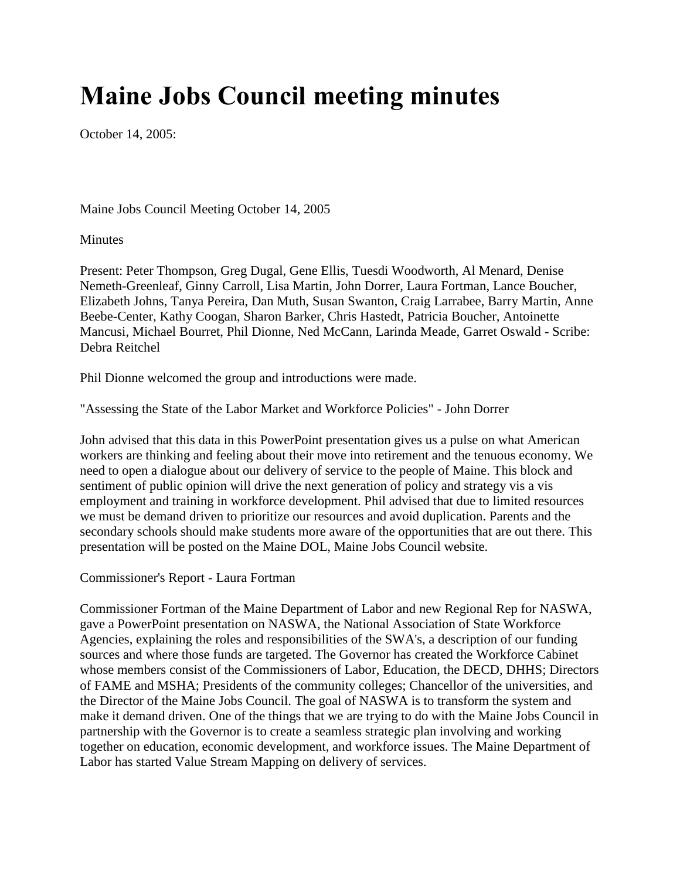# Maine Jobs Council meeting minutes

October 14, 2005:

Maine Jobs Council Meeting October 14, 2005

Minutes

Present: Peter Thompson, Greg Dugal, Gene Ellis, Tuesdi Woodworth, Al Menard, Denise Nemeth-Greenleaf, Ginny Carroll, Lisa Martin, John Dorrer, Laura Fortman, Lance Boucher, Elizabeth Johns, Tanya Pereira, Dan Muth, Susan Swanton, Craig Larrabee, Barry Martin, Anne Beebe-Center, Kathy Coogan, Sharon Barker, Chris Hastedt, Patricia Boucher, Antoinette Mancusi, Michael Bourret, Phil Dionne, Ned McCann, Larinda Meade, Garret Oswald - Scribe: Debra Reitchel

Phil Dionne welcomed the group and introductions were made.

"Assessing the State of the Labor Market and Workforce Policies" - John Dorrer

John advised that this data in this PowerPoint presentation gives us a pulse on what American workers are thinking and feeling about their move into retirement and the tenuous economy. We need to open a dialogue about our delivery of service to the people of Maine. This block and sentiment of public opinion will drive the next generation of policy and strategy vis a vis employment and training in workforce development. Phil advised that due to limited resources we must be demand driven to prioritize our resources and avoid duplication. Parents and the secondary schools should make students more aware of the opportunities that are out there. This presentation will be posted on the Maine DOL, Maine Jobs Council website.

Commissioner's Report - Laura Fortman

Commissioner Fortman of the Maine Department of Labor and new Regional Rep for NASWA, gave a PowerPoint presentation on NASWA, the National Association of State Workforce Agencies, explaining the roles and responsibilities of the SWA's, a description of our funding sources and where those funds are targeted. The Governor has created the Workforce Cabinet whose members consist of the Commissioners of Labor, Education, the DECD, DHHS; Directors of FAME and MSHA; Presidents of the community colleges; Chancellor of the universities, and the Director of the Maine Jobs Council. The goal of NASWA is to transform the system and make it demand driven. One of the things that we are trying to do with the Maine Jobs Council in partnership with the Governor is to create a seamless strategic plan involving and working together on education, economic development, and workforce issues. The Maine Department of Labor has started Value Stream Mapping on delivery of services.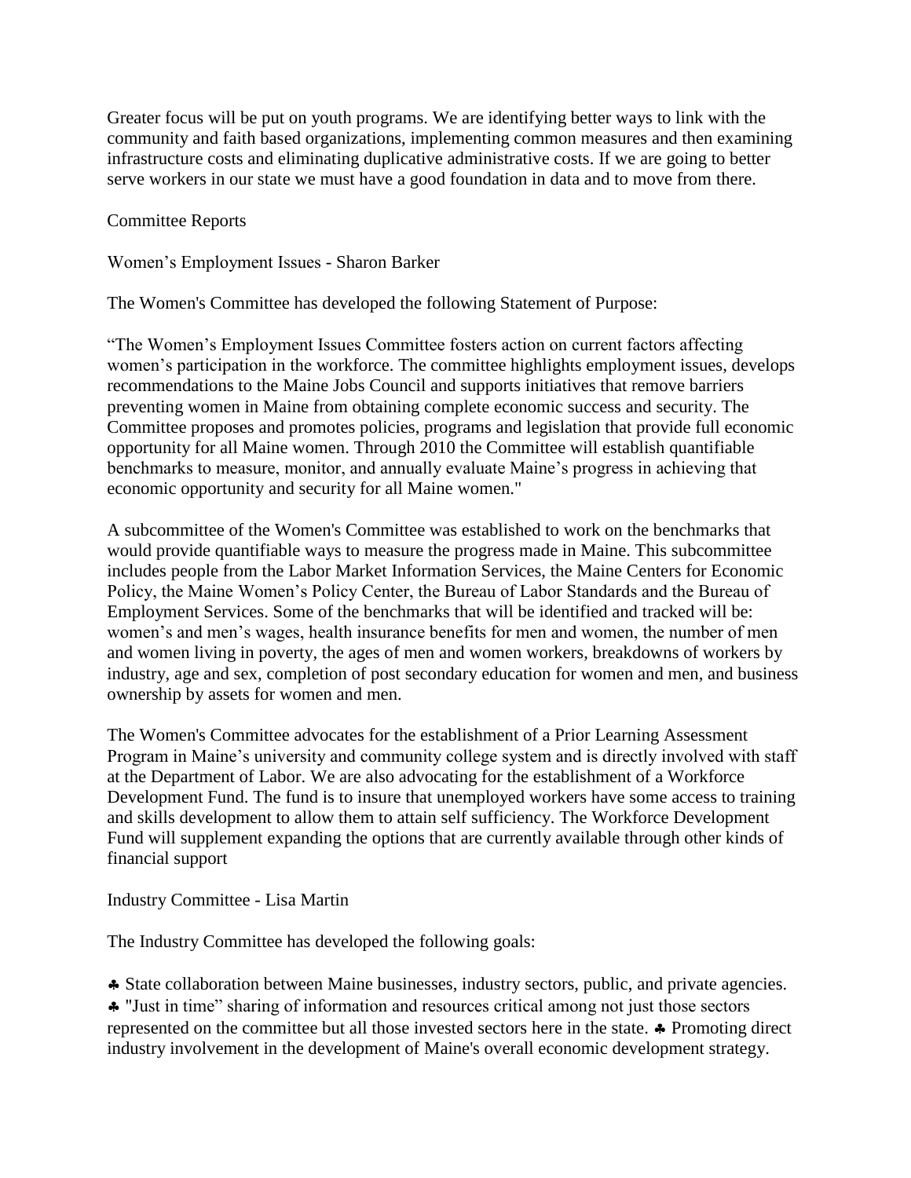Greater focus will be put on youth programs. We are identifying better ways to link with the community and faith based organizations, implementing common measures and then examining infrastructure costs and eliminating duplicative administrative costs. If we are going to better serve workers in our state we must have a good foundation in data and to move from there.

Committee Reports

Women's Employment Issues - Sharon Barker

The Women's Committee has developed the following Statement of Purpose:

"The Women's Employment Issues Committee fosters action on current factors affecting women's participation in the workforce. The committee highlights employment issues, develops recommendations to the Maine Jobs Council and supports initiatives that remove barriers preventing women in Maine from obtaining complete economic success and security. The Committee proposes and promotes policies, programs and legislation that provide full economic opportunity for all Maine women. Through 2010 the Committee will establish quantifiable benchmarks to measure, monitor, and annually evaluate Maine's progress in achieving that economic opportunity and security for all Maine women."

A subcommittee of the Women's Committee was established to work on the benchmarks that would provide quantifiable ways to measure the progress made in Maine. This subcommittee includes people from the Labor Market Information Services, the Maine Centers for Economic Policy, the Maine Women's Policy Center, the Bureau of Labor Standards and the Bureau of Employment Services. Some of the benchmarks that will be identified and tracked will be: women's and men's wages, health insurance benefits for men and women, the number of men and women living in poverty, the ages of men and women workers, breakdowns of workers by industry, age and sex, completion of post secondary education for women and men, and business ownership by assets for women and men.

The Women's Committee advocates for the establishment of a Prior Learning Assessment Program in Maine's university and community college system and is directly involved with staff at the Department of Labor. We are also advocating for the establishment of a Workforce Development Fund. The fund is to insure that unemployed workers have some access to training and skills development to allow them to attain self sufficiency. The Workforce Development Fund will supplement expanding the options that are currently available through other kinds of financial support

Industry Committee - Lisa Martin

The Industry Committee has developed the following goals:

- State collaboration between Maine businesses, industry sectors, public, and private agencies.
- "Just in time" sharing of information and resources critical among not just those sectors represented on the committee but all those invested sectors here in the state.
- Promoting direct industry involvement in the development of Maine's overall economic development strategy.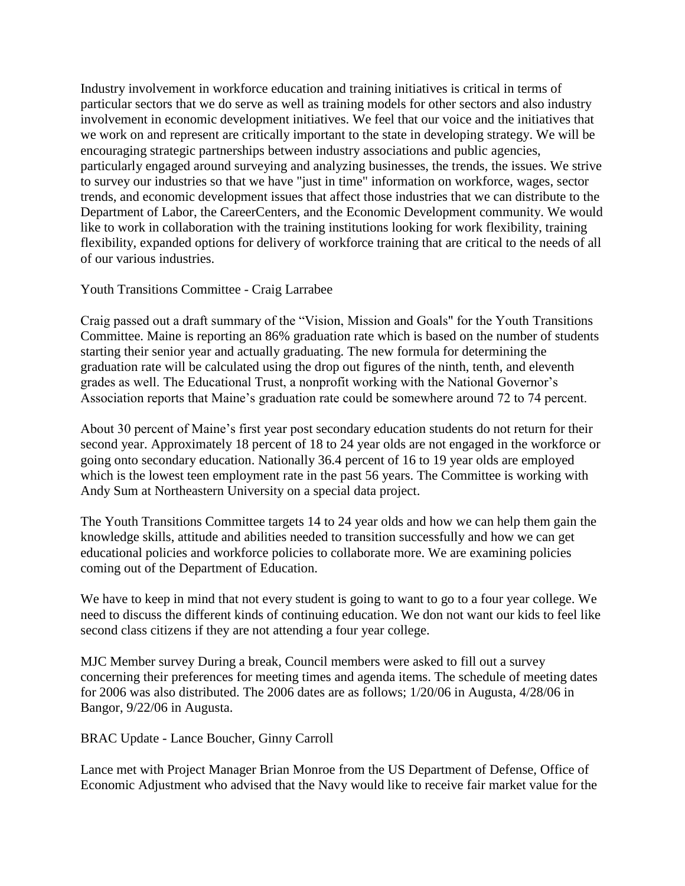Industry involvement in workforce education and training initiatives is critical in terms of particular sectors that we do serve as well as training models for other sectors and also industry involvement in economic development initiatives. We feel that our voice and the initiatives that we work on and represent are critically important to the state in developing strategy. We will be encouraging strategic partnerships between industry associations and public agencies, particularly engaged around surveying and analyzing businesses, the trends, the issues. We strive to survey our industries so that we have "just in time" information on workforce, wages, sector trends, and economic development issues that affect those industries that we can distribute to the Department of Labor, the CareerCenters, and the Economic Development community. We would like to work in collaboration with the training institutions looking for work flexibility, training flexibility, expanded options for delivery of workforce training that are critical to the needs of all of our various industries.

Youth Transitions Committee - Craig Larrabee

Craig passed out a draft summary of the "Vision, Mission and Goals" for the Youth Transitions Committee. Maine is reporting an 86% graduation rate which is based on the number of students starting their senior year and actually graduating. The new formula for determining the graduation rate will be calculated using the drop out figures of the ninth, tenth, and eleventh grades as well. The Educational Trust, a nonprofit working with the National Governor's Association reports that Maine's graduation rate could be somewhere around 72 to 74 percent.

About 30 percent of Maine's first year post secondary education students do not return for their second year. Approximately 18 percent of 18 to 24 year olds are not engaged in the workforce or going onto secondary education. Nationally 36.4 percent of 16 to 19 year olds are employed which is the lowest teen employment rate in the past 56 years. The Committee is working with Andy Sum at Northeastern University on a special data project.

The Youth Transitions Committee targets 14 to 24 year olds and how we can help them gain the knowledge skills, attitude and abilities needed to transition successfully and how we can get educational policies and workforce policies to collaborate more. We are examining policies coming out of the Department of Education.

We have to keep in mind that not every student is going to want to go to a four year college. We need to discuss the different kinds of continuing education. We don not want our kids to feel like second class citizens if they are not attending a four year college.

MJC Member survey During a break, Council members were asked to fill out a survey concerning their preferences for meeting times and agenda items. The schedule of meeting dates for 2006 was also distributed. The 2006 dates are as follows; 1/20/06 in Augusta, 4/28/06 in Bangor, 9/22/06 in Augusta.

BRAC Update - Lance Boucher, Ginny Carroll

Lance met with Project Manager Brian Monroe from the US Department of Defense, Office of Economic Adjustment who advised that the Navy would like to receive fair market value for the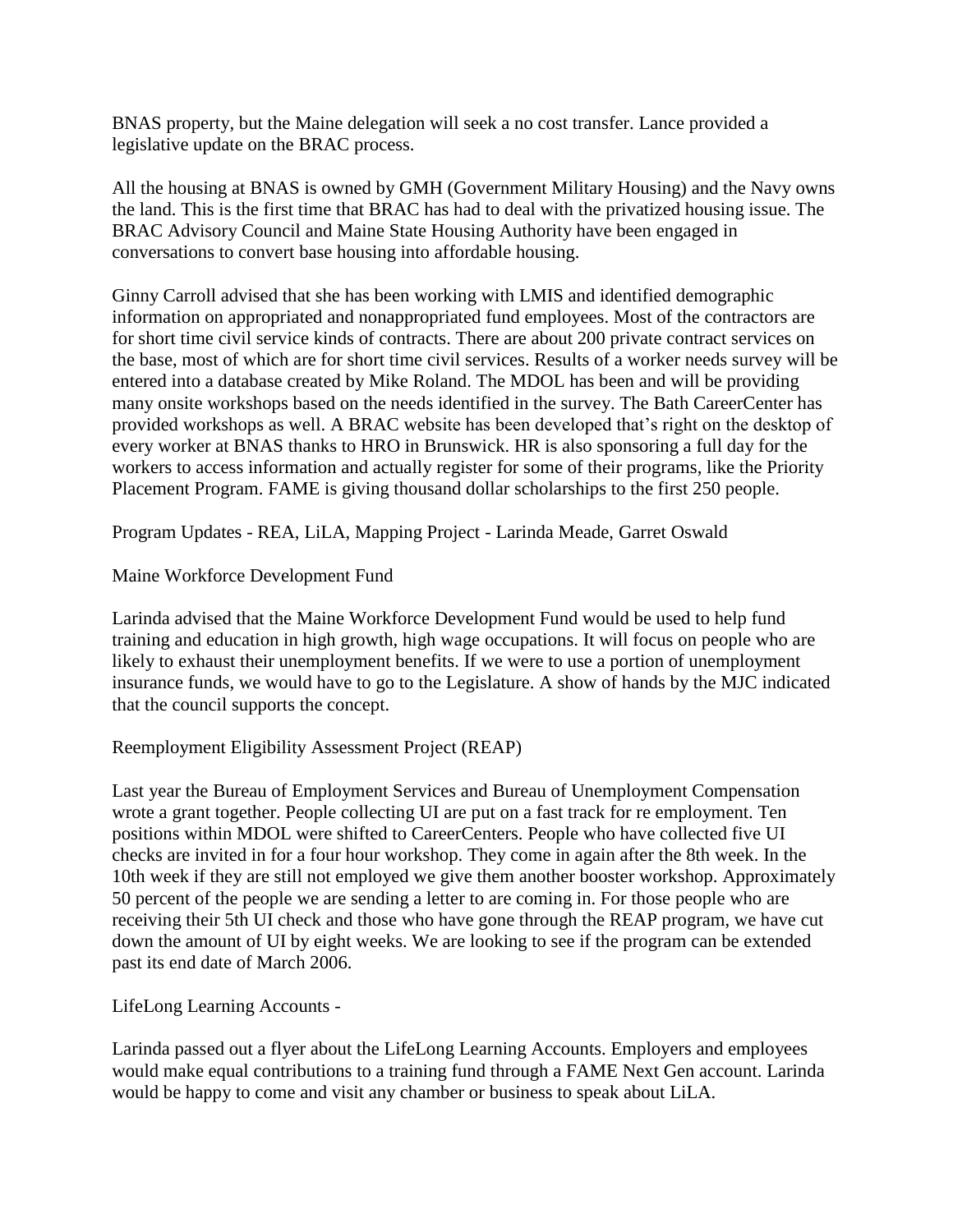BNAS property, but the Maine delegation will seek a no cost transfer. Lance provided a legislative update on the BRAC process.

All the housing at BNAS is owned by GMH (Government Military Housing) and the Navy owns the land. This is the first time that BRAC has had to deal with the privatized housing issue. The BRAC Advisory Council and Maine State Housing Authority have been engaged in conversations to convert base housing into affordable housing.

Ginny Carroll advised that she has been working with LMIS and identified demographic information on appropriated and nonappropriated fund employees. Most of the contractors are for short time civil service kinds of contracts. There are about 200 private contract services on the base, most of which are for short time civil services. Results of a worker needs survey will be entered into a database created by Mike Roland. The MDOL has been and will be providing many onsite workshops based on the needs identified in the survey. The Bath CareerCenter has provided workshops as well. A BRAC website has been developed that's right on the desktop of every worker at BNAS thanks to HRO in Brunswick. HR is also sponsoring a full day for the workers to access information and actually register for some of their programs, like the Priority Placement Program. FAME is giving thousand dollar scholarships to the first 250 people.

Program Updates - REA, LiLA, Mapping Project - Larinda Meade, Garret Oswald

Maine Workforce Development Fund

Larinda advised that the Maine Workforce Development Fund would be used to help fund training and education in high growth, high wage occupations. It will focus on people who are likely to exhaust their unemployment benefits. If we were to use a portion of unemployment insurance funds, we would have to go to the Legislature. A show of hands by the MJC indicated that the council supports the concept.

Reemployment Eligibility Assessment Project (REAP)

Last year the Bureau of Employment Services and Bureau of Unemployment Compensation wrote a grant together. People collecting UI are put on a fast track for re employment. Ten positions within MDOL were shifted to CareerCenters. People who have collected five UI checks are invited in for a four hour workshop. They come in again after the 8th week. In the 10th week if they are still not employed we give them another booster workshop. Approximately 50 percent of the people we are sending a letter to are coming in. For those people who are receiving their 5th UI check and those who have gone through the REAP program, we have cut down the amount of UI by eight weeks. We are looking to see if the program can be extended past its end date of March 2006.

LifeLong Learning Accounts -

Larinda passed out a flyer about the LifeLong Learning Accounts. Employers and employees would make equal contributions to a training fund through a FAME Next Gen account. Larinda would be happy to come and visit any chamber or business to speak about LiLA.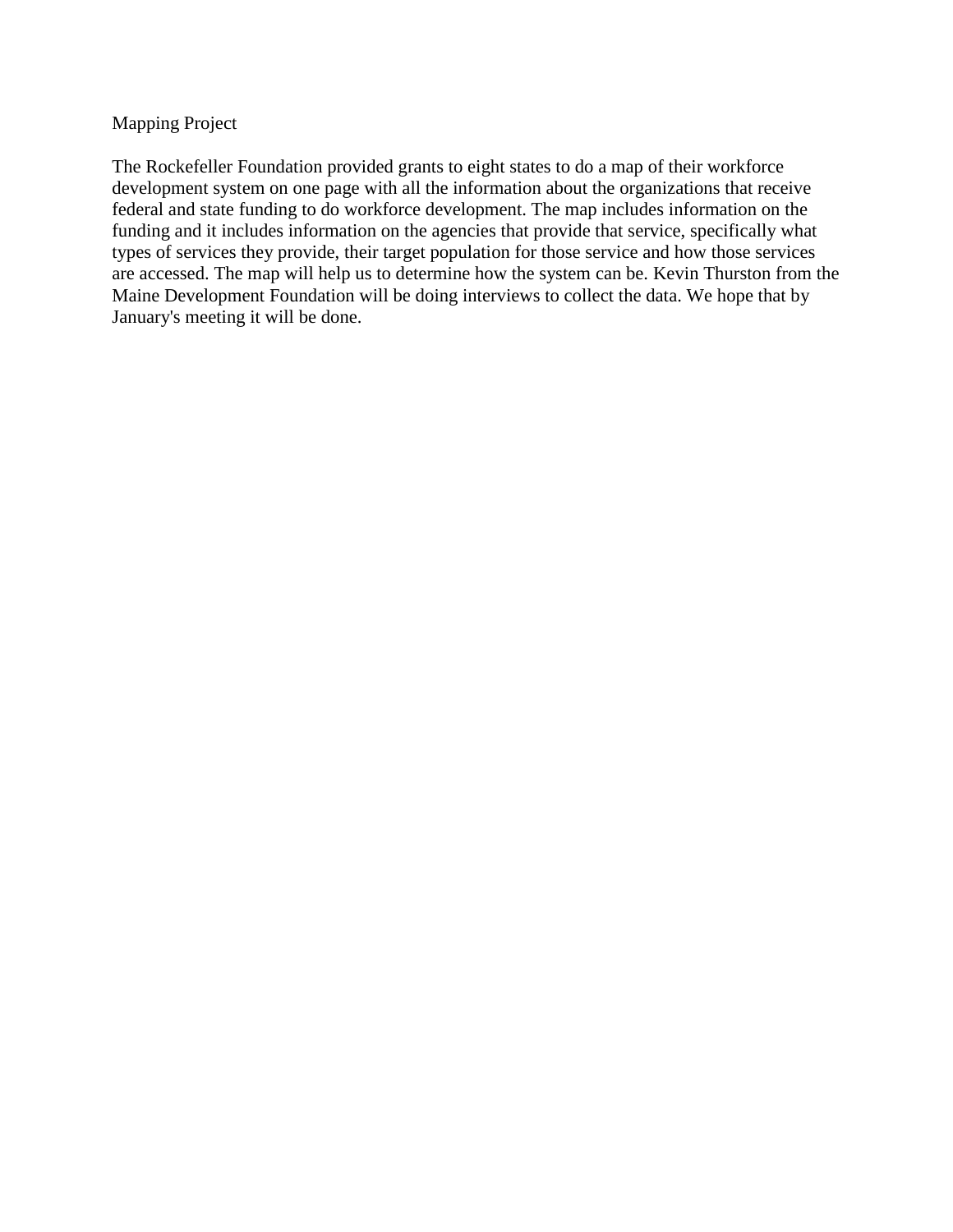Mapping Project

The Rockefeller Foundation provided grants to eight states to do a map of their workforce development system on one page with all the information about the organizations that receive federal and state funding to do workforce development. The map includes information on the funding and it includes information on the agencies that provide that service, specifically what types of services they provide, their target population for those service and how those services are accessed. The map will help us to determine how the system can be. Kevin Thurston from the Maine Development Foundation will be doing interviews to collect the data. We hope that by January's meeting it will be done.